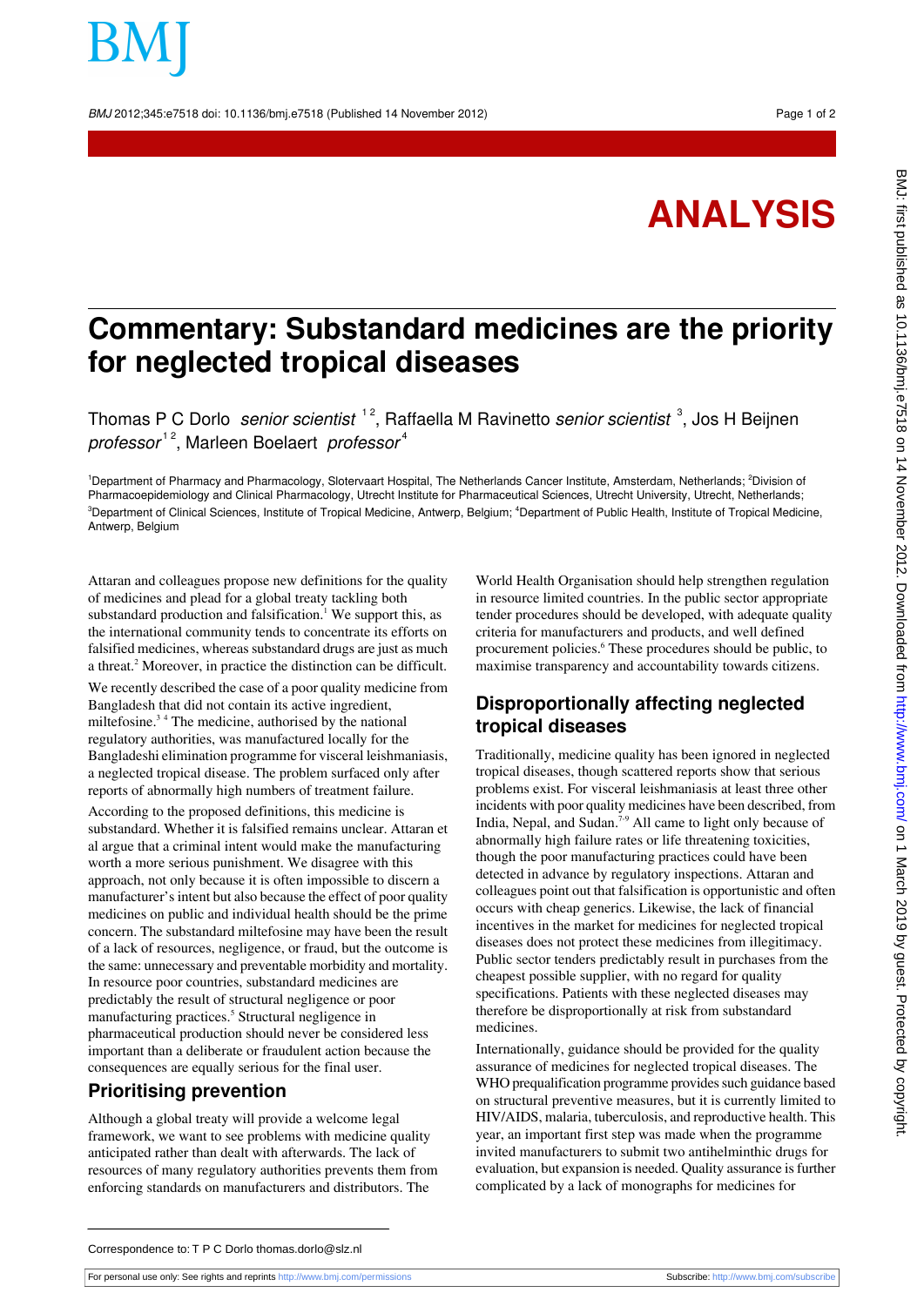ANALYSIS

# Commentary: Substandard medicines are the priority for neglected tropical diseases

Thomas P C Dorlo *senior scientist* [1,2], Raffaella M Ravinetto *senior scientist* [3], Jos H Beijnen *professor* [1,2], Marleen Boelaert *professor* [4]

[1]Department of Pharmacy and Pharmacology, Slotervaart Hospital, The Netherlands Cancer Institute, Amsterdam, Netherlands; [2]Division of Pharmacoepidemiology and Clinical Pharmacology, Utrecht Institute for Pharmaceutical Sciences, Utrecht University, Utrecht, Netherlands; [3]Department of Clinical Sciences, Institute of Tropical Medicine, Antwerp, Belgium; [4]Department of Public Health, Institute of Tropical Medicine, Antwerp, Belgium

Attaran and colleagues propose new definitions for the quality of medicines and plead for a global treaty tackling both substandard production and falsification.[1] We support this, as the international community tends to concentrate its efforts on falsified medicines, whereas substandard drugs are just as much a threat.[2] Moreover, in practice the distinction can be difficult.

We recently described the case of a poor quality medicine from Bangladesh that did not contain its active ingredient, miltefosine.[3,4] The medicine, authorised by the national regulatory authorities, was manufactured locally for the Bangladeshi elimination programme for visceral leishmaniasis, a neglected tropical disease. The problem surfaced only after reports of abnormally high numbers of treatment failure.

According to the proposed definitions, this medicine is substandard. Whether it is falsified remains unclear. Attaran et al argue that a criminal intent would make the manufacturing worth a more serious punishment. We disagree with this approach, not only because it is often impossible to discern a manufacturer's intent but also because the effect of poor quality medicines on public and individual health should be the prime concern. The substandard miltefosine may have been the result of a lack of resources, negligence, or fraud, but the outcome is the same: unnecessary and preventable morbidity and mortality. In resource poor countries, substandard medicines are predictably the result of structural negligence or poor manufacturing practices.[5] Structural negligence in pharmaceutical production should never be considered less important than a deliberate or fraudulent action because the consequences are equally serious for the final user.

## Prioritising prevention

Although a global treaty will provide a welcome legal framework, we want to see problems with medicine quality anticipated rather than dealt with afterwards. The lack of resources of many regulatory authorities prevents them from enforcing standards on manufacturers and distributors. The World Health Organisation should help strengthen regulation in resource limited countries. In the public sector appropriate tender procedures should be developed, with adequate quality criteria for manufacturers and products, and well defined procurement policies.[6] These procedures should be public, to maximise transparency and accountability towards citizens.

## Disproportionally affecting neglected tropical diseases

Traditionally, medicine quality has been ignored in neglected tropical diseases, though scattered reports show that serious problems exist. For visceral leishmaniasis at least three other incidents with poor quality medicines have been described, from India, Nepal, and Sudan.[7-9] All came to light only because of abnormally high failure rates or life threatening toxicities, though the poor manufacturing practices could have been detected in advance by regulatory inspections. Attaran and colleagues point out that falsification is opportunistic and often occurs with cheap generics. Likewise, the lack of financial incentives in the market for medicines for neglected tropical diseases does not protect these medicines from illegitimacy. Public sector tenders predictably result in purchases from the cheapest possible supplier, with no regard for quality specifications. Patients with these neglected diseases may therefore be disproportionally at risk from substandard medicines.

Internationally, guidance should be provided for the quality assurance of medicines for neglected tropical diseases. The WHO prequalification programme provides such guidance based on structural preventive measures, but it is currently limited to HIV/AIDS, malaria, tuberculosis, and reproductive health. This year, an important first step was made when the programme invited manufacturers to submit two antihelminthic drugs for evaluation, but expansion is needed. Quality assurance is further complicated by a lack of monographs for medicines for

Correspondence to: T P C Dorlo thomas.dorlo@slz.nl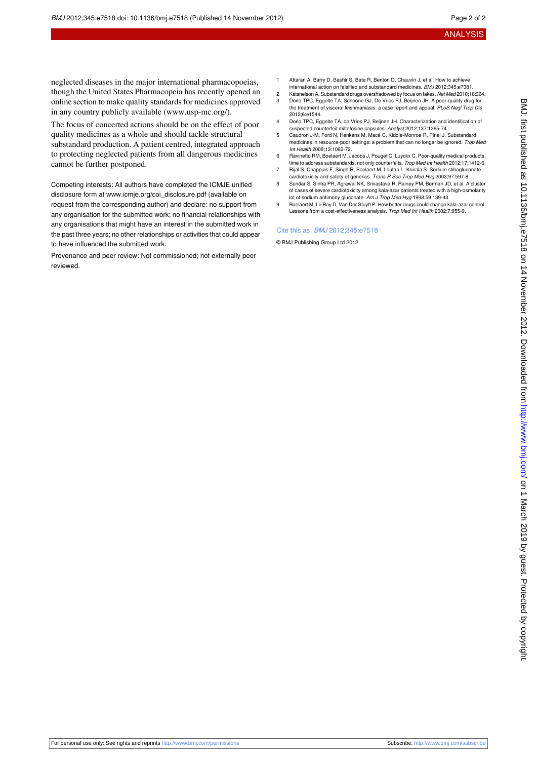neglected diseases in the major international pharmacopoeias, though the United States Pharmacopeia has recently opened an online section to make quality standards for medicines approved in any country publicly available (www.usp-mc.org/).

The focus of concerted actions should be on the effect of poor quality medicines as a whole and should tackle structural substandard production. A patient centred, integrated approach to protecting neglected patients from all dangerous medicines cannot be further postponed.

Competing interests: All authors have completed the ICMJE unified disclosure form at www.icmje.org/coi_disclosure.pdf (available on request from the corresponding author) and declare: no support from any organisation for the submitted work; no financial relationships with any organisations that might have an interest in the submitted work in the past three years; no other relationships or activities that could appear to have influenced the submitted work.

Provenance and peer review: Not commissioned; not externally peer reviewed.

1. Attaran A, Barry D, Bashir S, Bate R, Benton D, Chauvin J, et al. How to achieve international action on falsified and substandard medicines. *BMJ* 2012;345:e7381.
2. Katsnelson A. Substandard drugs overshadowed by focus on fakes. *Nat Med* 2010;16:364.
3. Dorlo TPC, Eggelte TA, Schoone GJ, De Vries PJ, Beijnen JH. A poor-quality drug for the treatment of visceral leishmaniasis: a case report and appeal. *PLoS Negl Trop Dis* 2012;6:e1544.
4. Dorlo TPC, Eggelte TA, de Vries PJ, Beijnen JH. Characterization and identification of suspected counterfeit miltefosine capsules. *Analyst* 2012;137:1265-74.
5. Caudron J-M, Ford N, Henkens M, Macé C, Kiddle-Monroe R, Pinel J. Substandard medicines in resource-poor settings: a problem that can no longer be ignored. *Trop Med Int Health* 2008;13:1062-72.
6. Ravinetto RM, Boelaert M, Jacobs J, Pouget C, Luyckx C. Poor-quality medical products: time to address substandards, not only counterfeits. *Trop Med Int Health* 2012;17:1412-6.
7. Rijal S, Chappuis F, Singh R, Boelaert M, Loutan L, Koirala S. Sodium stibogluconate cardiotoxicity and safety of generics. *Trans R Soc Trop Med Hyg* 2003;97:597-8.
8. Sundar S, Sinha PR, Agrawal NK, Srivastava R, Rainey PM, Berman JD, et al. A cluster of cases of severe cardiotoxicity among kala-azar patients treated with a high-osmolarity lot of sodium antimony gluconate. *Am J Trop Med Hyg* 1998;59:139-43.
9. Boelaert M, Le Ray D, Van Der Stuyft P. How better drugs could change kala-azar control. Lessons from a cost-effectiveness analysis. *Trop Med Int Health* 2002;7:955-9.

Cite this as: *BMJ* 2012;345:e7518

© BMJ Publishing Group Ltd 2012